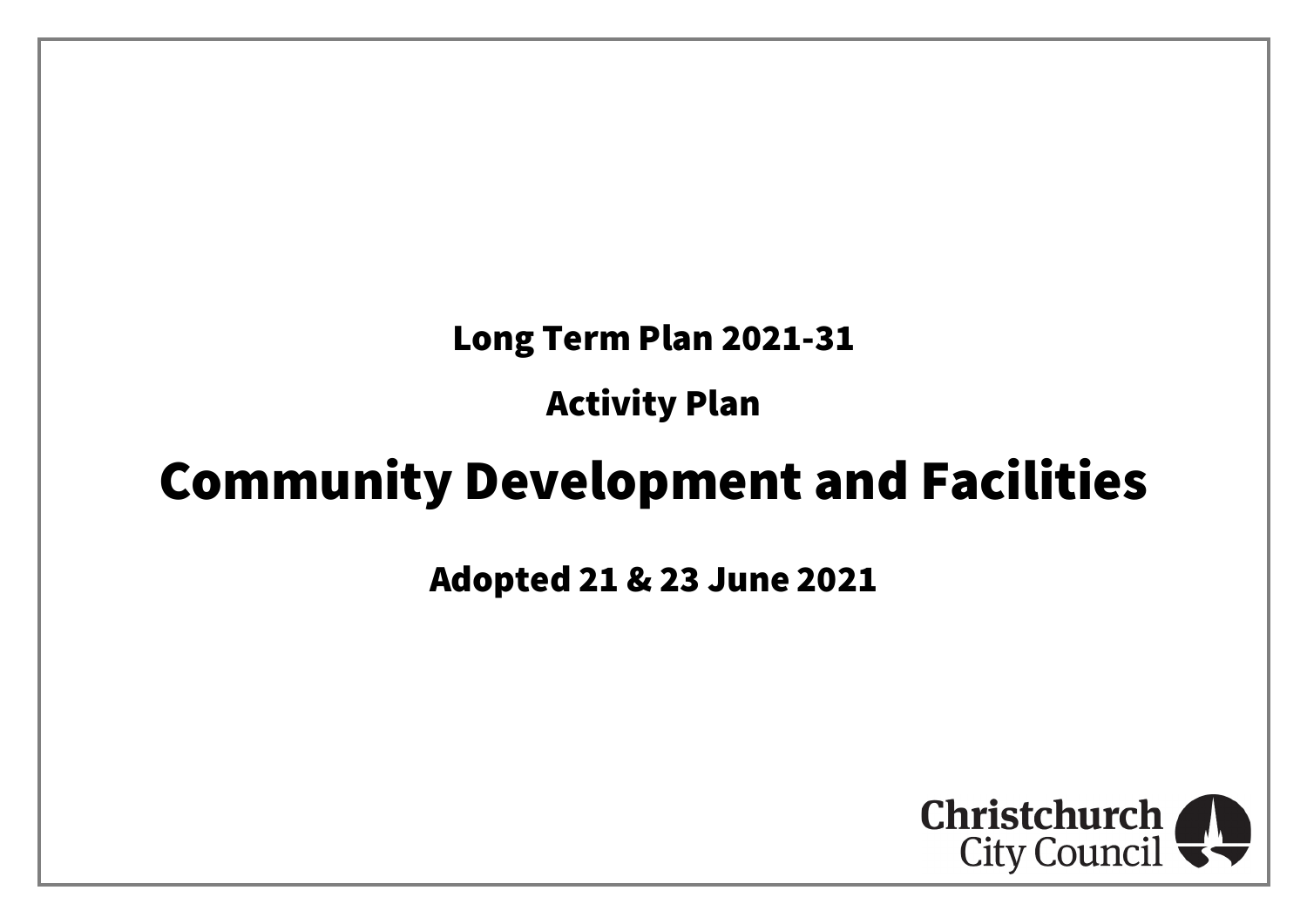**Long Term Plan 2021-31**

**Activity Plan**

# Community Development and Facilities

**Adopted 21 & 23 June 2021**

Christchurch City Council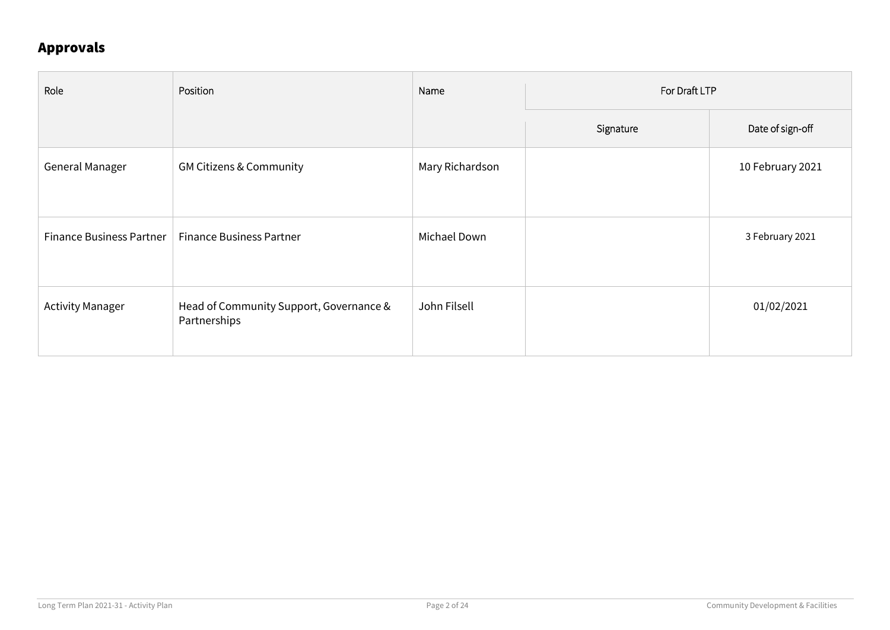## Approvals

| Role | Position | Name | For Draft LTP | |
|---|---|---|---|---|
| | | | Signature | Date of sign-off |
| General Manager | GM Citizens & Community | Mary Richardson | | 10 February 2021 |
| Finance Business Partner | Finance Business Partner | Michael Down | | 3 February 2021 |
| Activity Manager | Head of Community Support, Governance & Partnerships | John Filsell | | 01/02/2021 |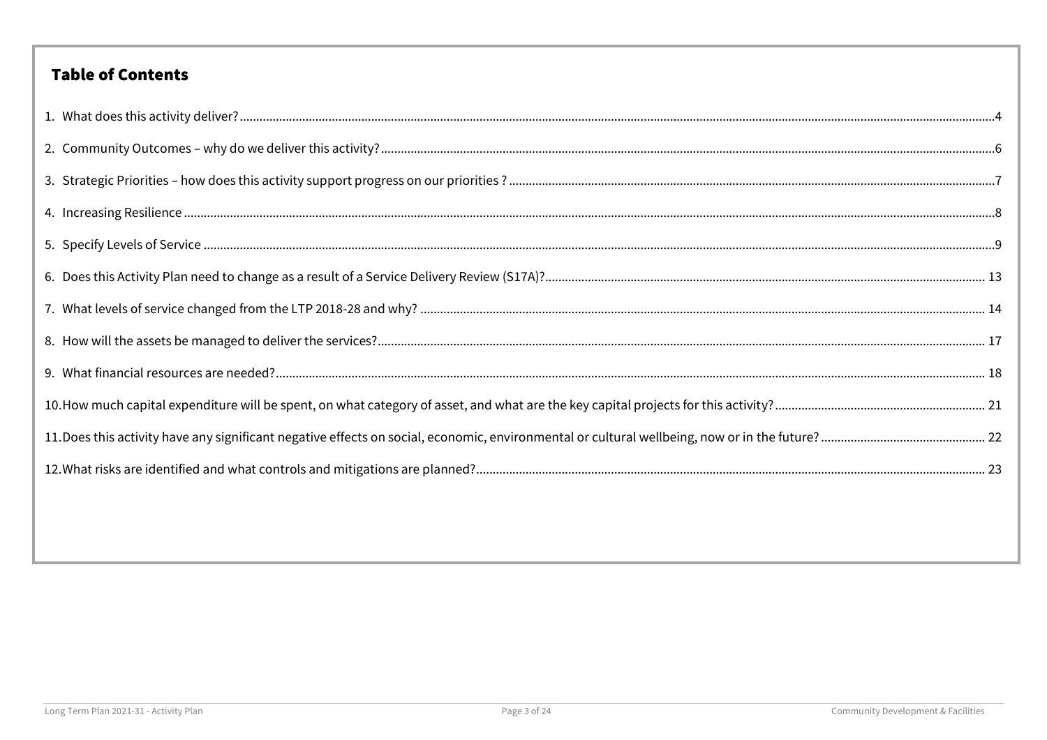## Table of Contents

1. What does this activity deliver? ....................................................... 4
2. Community Outcomes – why do we deliver this activity? ....................................................... 6
3. Strategic Priorities – how does this activity support progress on our priorities ? ....................................................... 7
4. Increasing Resilience ....................................................... 8
5. Specify Levels of Service ....................................................... 9
6. Does this Activity Plan need to change as a result of a Service Delivery Review (S17A)? ....................................................... 13
7. What levels of service changed from the LTP 2018-28 and why? ....................................................... 14
8. How will the assets be managed to deliver the services? ....................................................... 17
9. What financial resources are needed? ....................................................... 18
10. How much capital expenditure will be spent, on what category of asset, and what are the key capital projects for this activity? ....................................................... 21
11. Does this activity have any significant negative effects on social, economic, environmental or cultural wellbeing, now or in the future? ....................................................... 22
12. What risks are identified and what controls and mitigations are planned? ....................................................... 23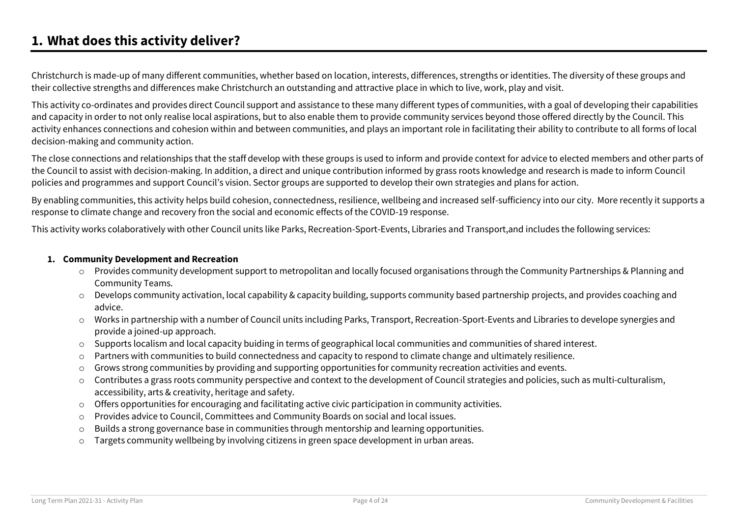# 1. What does this activity deliver?

Christchurch is made-up of many different communities, whether based on location, interests, differences, strengths or identities. The diversity of these groups and their collective strengths and differences make Christchurch an outstanding and attractive place in which to live, work, play and visit.

This activity co-ordinates and provides direct Council support and assistance to these many different types of communities, with a goal of developing their capabilities and capacity in order to not only realise local aspirations, but to also enable them to provide community services beyond those offered directly by the Council. This activity enhances connections and cohesion within and between communities, and plays an important role in facilitating their ability to contribute to all forms of local decision-making and community action.

The close connections and relationships that the staff develop with these groups is used to inform and provide context for advice to elected members and other parts of the Council to assist with decision-making. In addition, a direct and unique contribution informed by grass roots knowledge and research is made to inform Council policies and programmes and support Council's vision. Sector groups are supported to develop their own strategies and plans for action.

By enabling communities, this activity helps build cohesion, connectedness, resilience, wellbeing and increased self-sufficiency into our city. More recently it supports a response to climate change and recovery fron the social and economic effects of the COVID-19 response.

This activity works colaboratively with other Council units like Parks, Recreation-Sport-Events, Libraries and Transport,and includes the following services:

1. **Community Development and Recreation**
   - Provides community development support to metropolitan and locally focused organisations through the Community Partnerships & Planning and Community Teams.
   - Develops community activation, local capability & capacity building, supports community based partnership projects, and provides coaching and advice.
   - Works in partnership with a number of Council units including Parks, Transport, Recreation-Sport-Events and Libraries to develope synergies and provide a joined-up approach.
   - Supports localism and local capacity buiding in terms of geographical local communities and communities of shared interest.
   - Partners with communities to build connectedness and capacity to respond to climate change and ultimately resilience.
   - Grows strong communities by providing and supporting opportunities for community recreation activities and events.
   - Contributes a grass roots community perspective and context to the development of Council strategies and policies, such as multi-culturalism, accessibility, arts & creativity, heritage and safety.
   - Offers opportunities for encouraging and facilitating active civic participation in community activities.
   - Provides advice to Council, Committees and Community Boards on social and local issues.
   - Builds a strong governance base in communities through mentorship and learning opportunities.
   - Targets community wellbeing by involving citizens in green space development in urban areas.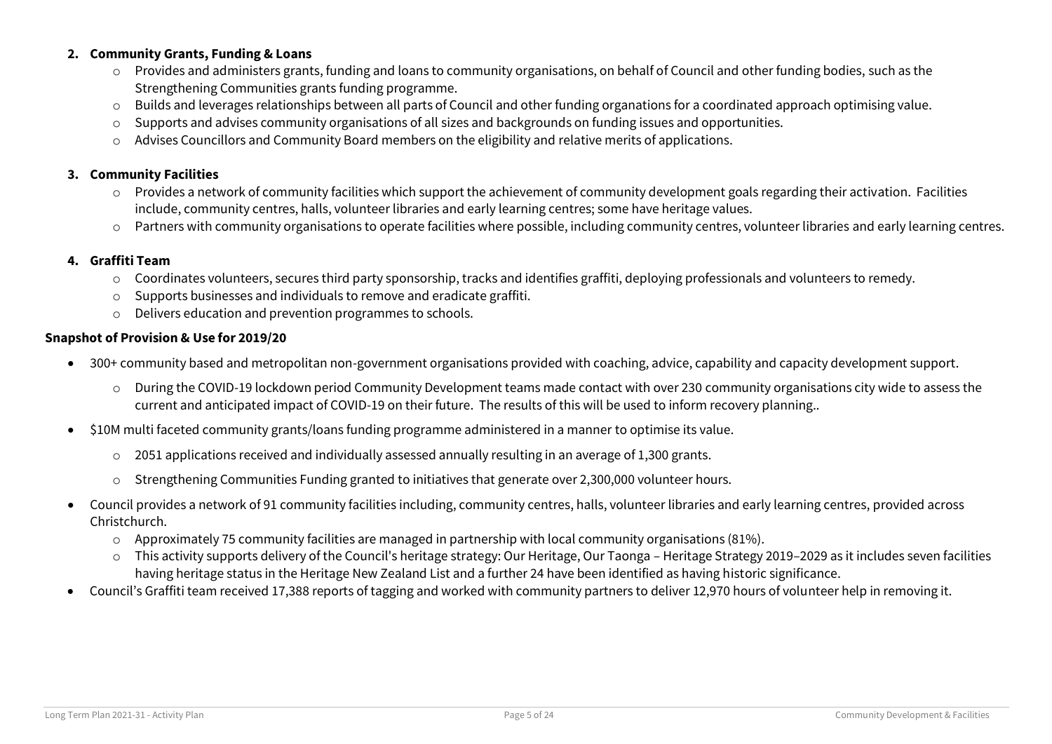2. **Community Grants, Funding & Loans**
    - Provides and administers grants, funding and loans to community organisations, on behalf of Council and other funding bodies, such as the Strengthening Communities grants funding programme.
    - Builds and leverages relationships between all parts of Council and other funding organations for a coordinated approach optimising value.
    - Supports and advises community organisations of all sizes and backgrounds on funding issues and opportunities.
    - Advises Councillors and Community Board members on the eligibility and relative merits of applications.

3. **Community Facilities**
    - Provides a network of community facilities which support the achievement of community development goals regarding their activation. Facilities include, community centres, halls, volunteer libraries and early learning centres; some have heritage values.
    - Partners with community organisations to operate facilities where possible, including community centres, volunteer libraries and early learning centres.

4. **Graffiti Team**
    - Coordinates volunteers, secures third party sponsorship, tracks and identifies graffiti, deploying professionals and volunteers to remedy.
    - Supports businesses and individuals to remove and eradicate graffiti.
    - Delivers education and prevention programmes to schools.

**Snapshot of Provision & Use for 2019/20**

- 300+ community based and metropolitan non-government organisations provided with coaching, advice, capability and capacity development support.
    - During the COVID-19 lockdown period Community Development teams made contact with over 230 community organisations city wide to assess the current and anticipated impact of COVID-19 on their future. The results of this will be used to inform recovery planning..
- $10M multi faceted community grants/loans funding programme administered in a manner to optimise its value.
    - 2051 applications received and individually assessed annually resulting in an average of 1,300 grants.
    - Strengthening Communities Funding granted to initiatives that generate over 2,300,000 volunteer hours.
- Council provides a network of 91 community facilities including, community centres, halls, volunteer libraries and early learning centres, provided across Christchurch.
    - Approximately 75 community facilities are managed in partnership with local community organisations (81%).
    - This activity supports delivery of the Council's heritage strategy: Our Heritage, Our Taonga – Heritage Strategy 2019–2029 as it includes seven facilities having heritage status in the Heritage New Zealand List and a further 24 have been identified as having historic significance.
- Council's Graffiti team received 17,388 reports of tagging and worked with community partners to deliver 12,970 hours of volunteer help in removing it.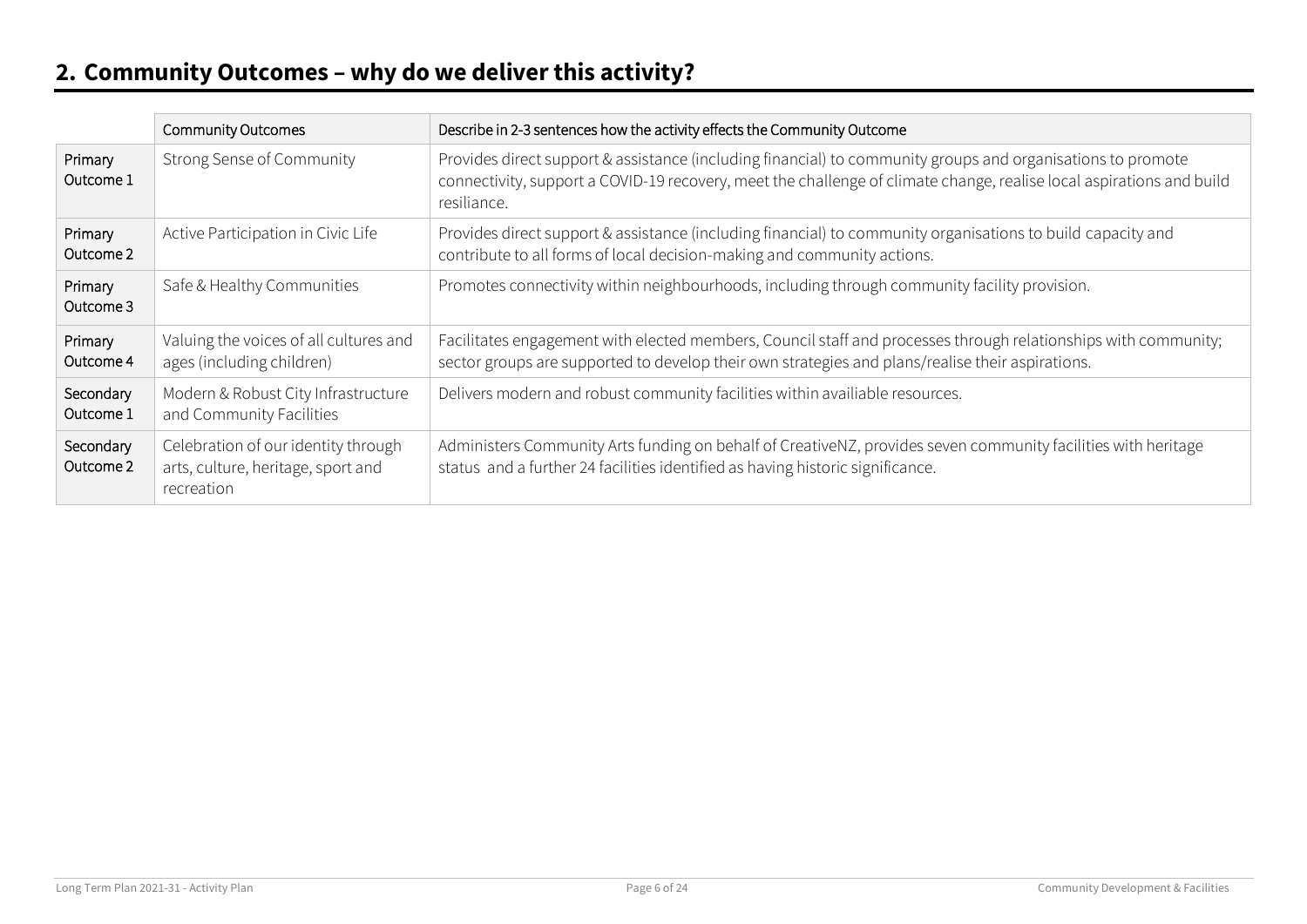## 2. Community Outcomes – why do we deliver this activity?

| | Community Outcomes | Describe in 2-3 sentences how the activity effects the Community Outcome |
|---|---|---|
| Primary Outcome 1 | Strong Sense of Community | Provides direct support & assistance (including financial) to community groups and organisations to promote connectivity, support a COVID-19 recovery, meet the challenge of climate change, realise local aspirations and build resiliance. |
| Primary Outcome 2 | Active Participation in Civic Life | Provides direct support & assistance (including financial) to community organisations to build capacity and contribute to all forms of local decision-making and community actions. |
| Primary Outcome 3 | Safe & Healthy Communities | Promotes connectivity within neighbourhoods, including through community facility provision. |
| Primary Outcome 4 | Valuing the voices of all cultures and ages (including children) | Facilitates engagement with elected members, Council staff and processes through relationships with community; sector groups are supported to develop their own strategies and plans/realise their aspirations. |
| Secondary Outcome 1 | Modern & Robust City Infrastructure and Community Facilities | Delivers modern and robust community facilities within availiable resources. |
| Secondary Outcome 2 | Celebration of our identity through arts, culture, heritage, sport and recreation | Administers Community Arts funding on behalf of CreativeNZ, provides seven community facilities with heritage status and a further 24 facilities identified as having historic significance. |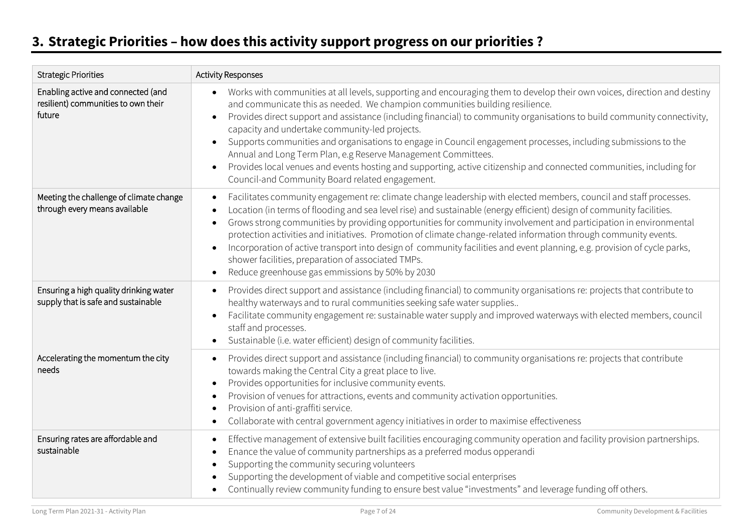## 3. Strategic Priorities – how does this activity support progress on our priorities ?

| Strategic Priorities | Activity Responses |
|---|---|
| Enabling active and connected (and resilient) communities to own their future | • Works with communities at all levels, supporting and encouraging them to develop their own voices, direction and destiny and communicate this as needed. We champion communities building resilience.<br>• Provides direct support and assistance (including financial) to community organisations to build community connectivity, capacity and undertake community-led projects.<br>• Supports communities and organisations to engage in Council engagement processes, including submissions to the Annual and Long Term Plan, e.g Reserve Management Committees.<br>• Provides local venues and events hosting and supporting, active citizenship and connected communities, including for Council-and Community Board related engagement. |
| Meeting the challenge of climate change through every means available | • Facilitates community engagement re: climate change leadership with elected members, council and staff processes.<br>• Location (in terms of flooding and sea level rise) and sustainable (energy efficient) design of community facilities.<br>• Grows strong communities by providing opportunities for community involvement and participation in environmental protection activities and initiatives. Promotion of climate change-related information through community events.<br>• Incorporation of active transport into design of community facilities and event planning, e.g. provision of cycle parks, shower facilities, preparation of associated TMPs.<br>• Reduce greenhouse gas emmissions by 50% by 2030 |
| Ensuring a high quality drinking water supply that is safe and sustainable | • Provides direct support and assistance (including financial) to community organisations re: projects that contribute to healthy waterways and to rural communities seeking safe water supplies..<br>• Facilitate community engagement re: sustainable water supply and improved waterways with elected members, council staff and processes.<br>• Sustainable (i.e. water efficient) design of community facilities. |
| Accelerating the momentum the city needs | • Provides direct support and assistance (including financial) to community organisations re: projects that contribute towards making the Central City a great place to live.<br>• Provides opportunities for inclusive community events.<br>• Provision of venues for attractions, events and community activation opportunities.<br>• Provision of anti-graffiti service.<br>• Collaborate with central government agency initiatives in order to maximise effectiveness |
| Ensuring rates are affordable and sustainable | • Effective management of extensive built facilities encouraging community operation and facility provision partnerships.<br>• Enance the value of community partnerships as a preferred modus opperandi<br>• Supporting the community securing volunteers<br>• Supporting the development of viable and competitive social enterprises<br>• Continually review community funding to ensure best value "investments" and leverage funding off others. |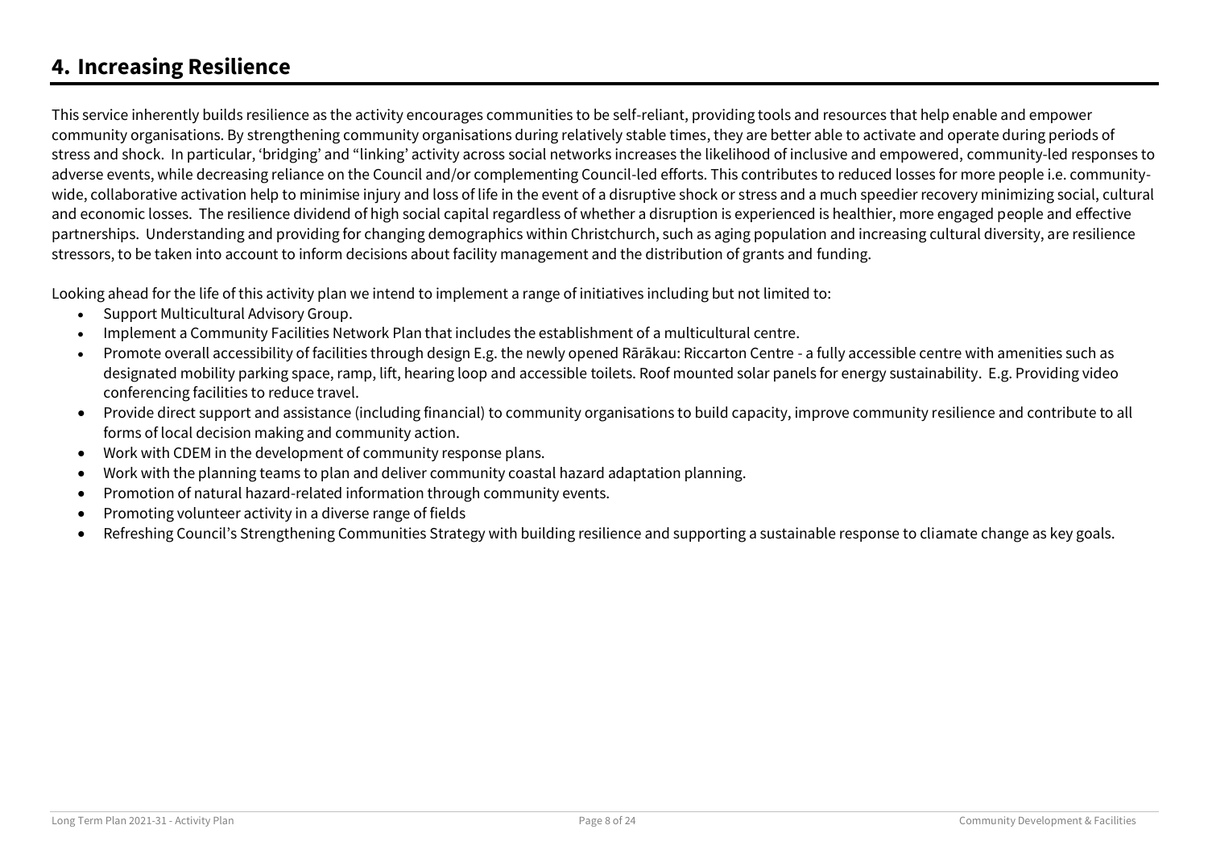## 4. Increasing Resilience

This service inherently builds resilience as the activity encourages communities to be self-reliant, providing tools and resources that help enable and empower community organisations. By strengthening community organisations during relatively stable times, they are better able to activate and operate during periods of stress and shock. In particular, 'bridging' and "linking' activity across social networks increases the likelihood of inclusive and empowered, community-led responses to adverse events, while decreasing reliance on the Council and/or complementing Council-led efforts. This contributes to reduced losses for more people i.e. community-wide, collaborative activation help to minimise injury and loss of life in the event of a disruptive shock or stress and a much speedier recovery minimizing social, cultural and economic losses. The resilience dividend of high social capital regardless of whether a disruption is experienced is healthier, more engaged people and effective partnerships. Understanding and providing for changing demographics within Christchurch, such as aging population and increasing cultural diversity, are resilience stressors, to be taken into account to inform decisions about facility management and the distribution of grants and funding.

Looking ahead for the life of this activity plan we intend to implement a range of initiatives including but not limited to:

- Support Multicultural Advisory Group.
- Implement a Community Facilities Network Plan that includes the establishment of a multicultural centre.
- Promote overall accessibility of facilities through design E.g. the newly opened Rārākau: Riccarton Centre - a fully accessible centre with amenities such as designated mobility parking space, ramp, lift, hearing loop and accessible toilets. Roof mounted solar panels for energy sustainability. E.g. Providing video conferencing facilities to reduce travel.
- Provide direct support and assistance (including financial) to community organisations to build capacity, improve community resilience and contribute to all forms of local decision making and community action.
- Work with CDEM in the development of community response plans.
- Work with the planning teams to plan and deliver community coastal hazard adaptation planning.
- Promotion of natural hazard-related information through community events.
- Promoting volunteer activity in a diverse range of fields
- Refreshing Council's Strengthening Communities Strategy with building resilience and supporting a sustainable response to cliamate change as key goals.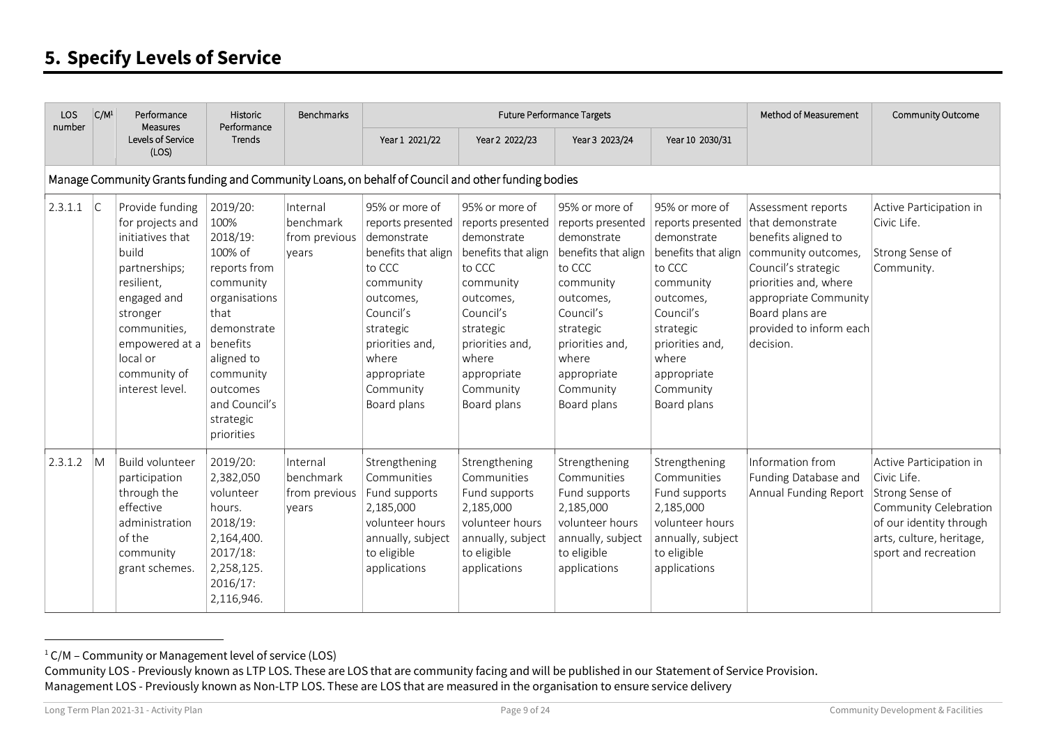# 5. Specify Levels of Service

| LOS number | C/M[1] | Performance Measures Levels of Service (LOS) | Historic Performance Trends | Benchmarks | Future Performance Targets | | | | Method of Measurement | Community Outcome |
|---|---|---|---|---|---|---|---|---|---|---|
| | | | | | Year 1 2021/22 | Year 2 2022/23 | Year 3 2023/24 | Year 10 2030/31 | | |
| Manage Community Grants funding and Community Loans, on behalf of Council and other funding bodies | | | | | | | | | | |
| 2.3.1.1 | C | Provide funding for projects and initiatives that build partnerships; resilient, engaged and stronger communities, empowered at a local or community of interest level. | 2019/20: 100% 2018/19: 100% of reports from community organisations that demonstrate benefits aligned to community outcomes and Council's strategic priorities | Internal benchmark from previous years | 95% or more of reports presented demonstrate benefits that align to CCC community outcomes, Council's strategic priorities and, where appropriate Community Board plans | 95% or more of reports presented demonstrate benefits that align to CCC community outcomes, Council's strategic priorities and, where appropriate Community Board plans | 95% or more of reports presented demonstrate benefits that align to CCC community outcomes, Council's strategic priorities and, where appropriate Community Board plans | 95% or more of reports presented demonstrate benefits that align to CCC community outcomes, Council's strategic priorities and, where appropriate Community Board plans | Assessment reports that demonstrate benefits aligned to community outcomes, Council's strategic priorities and, where appropriate Community Board plans are provided to inform each decision. | Active Participation in Civic Life. Strong Sense of Community. |
| 2.3.1.2 | M | Build volunteer participation through the effective administration of the community grant schemes. | 2019/20: 2,382,050 volunteer hours. 2018/19: 2,164,400. 2017/18: 2,258,125. 2016/17: 2,116,946. | Internal benchmark from previous years | Strengthening Communities Fund supports 2,185,000 volunteer hours annually, subject to eligible applications | Strengthening Communities Fund supports 2,185,000 volunteer hours annually, subject to eligible applications | Strengthening Communities Fund supports 2,185,000 volunteer hours annually, subject to eligible applications | Strengthening Communities Fund supports 2,185,000 volunteer hours annually, subject to eligible applications | Information from Funding Database and Annual Funding Report | Active Participation in Civic Life. Strong Sense of Community Celebration of our identity through arts, culture, heritage, sport and recreation |

[1] C/M – Community or Management level of service (LOS)
Community LOS - Previously known as LTP LOS. These are LOS that are community facing and will be published in our Statement of Service Provision.
Management LOS - Previously known as Non-LTP LOS. These are LOS that are measured in the organisation to ensure service delivery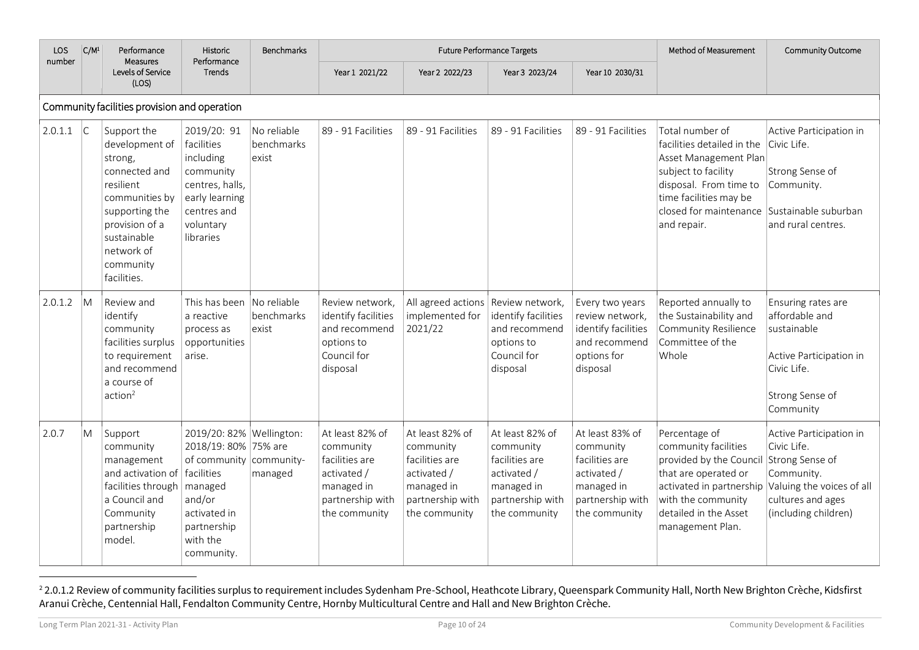| LOS number | C/M[1] | Performance Measures Levels of Service (LOS) | Historic Performance Trends | Benchmarks | Future Performance Targets | | | | Method of Measurement | Community Outcome |
|---|---|---|---|---|---|---|---|---|---|---|
| | | | | | Year 1 2021/22 | Year 2 2022/23 | Year 3 2023/24 | Year 10 2030/31 | | |
| **Community facilities provision and operation** | | | | | | | | | | |
| 2.0.1.1 | C | Support the development of strong, connected and resilient communities by supporting the provision of a sustainable network of community facilities. | 2019/20: 91 facilities including community centres, halls, early learning centres and voluntary libraries | No reliable benchmarks exist | 89 - 91 Facilities | 89 - 91 Facilities | 89 - 91 Facilities | 89 - 91 Facilities | Total number of facilities detailed in the Asset Management Plan subject to facility disposal. From time to time facilities may be closed for maintenance and repair. | Active Participation in Civic Life.<br><br>Strong Sense of Community.<br><br>Sustainable suburban and rural centres. |
| 2.0.1.2 | M | Review and identify community facilities surplus to requirement and recommend a course of action[2] | This has been a reactive process as opportunities arise. | No reliable benchmarks exist | Review network, identify facilities and recommend options to Council for disposal | All agreed actions implemented for 2021/22 | Review network, identify facilities and recommend options to Council for disposal | Every two years review network, identify facilities and recommend options for disposal | Reported annually to the Sustainability and Community Resilience Committee of the Whole | Ensuring rates are affordable and sustainable<br><br>Active Participation in Civic Life.<br><br>Strong Sense of Community |
| 2.0.7 | M | Support community management and activation of facilities through a Council and Community partnership model. | 2019/20: 82%<br>2018/19: 80% of community facilities managed and/or activated in partnership with the community. | Wellington: 75% are community-managed | At least 82% of community facilities are activated / managed in partnership with the community | At least 82% of community facilities are activated / managed in partnership with the community | At least 82% of community facilities are activated / managed in partnership with the community | At least 83% of community facilities are activated / managed in partnership with the community | Percentage of community facilities provided by the Council that are operated or activated in partnership with the community detailed in the Asset management Plan. | Active Participation in Civic Life.<br>Strong Sense of Community.<br>Valuing the voices of all cultures and ages (including children) |

[2] 2.0.1.2 Review of community facilities surplus to requirement includes Sydenham Pre-School, Heathcote Library, Queenspark Community Hall, North New Brighton Crèche, Kidsfirst Aranui Crèche, Centennial Hall, Fendalton Community Centre, Hornby Multicultural Centre and Hall and New Brighton Crèche.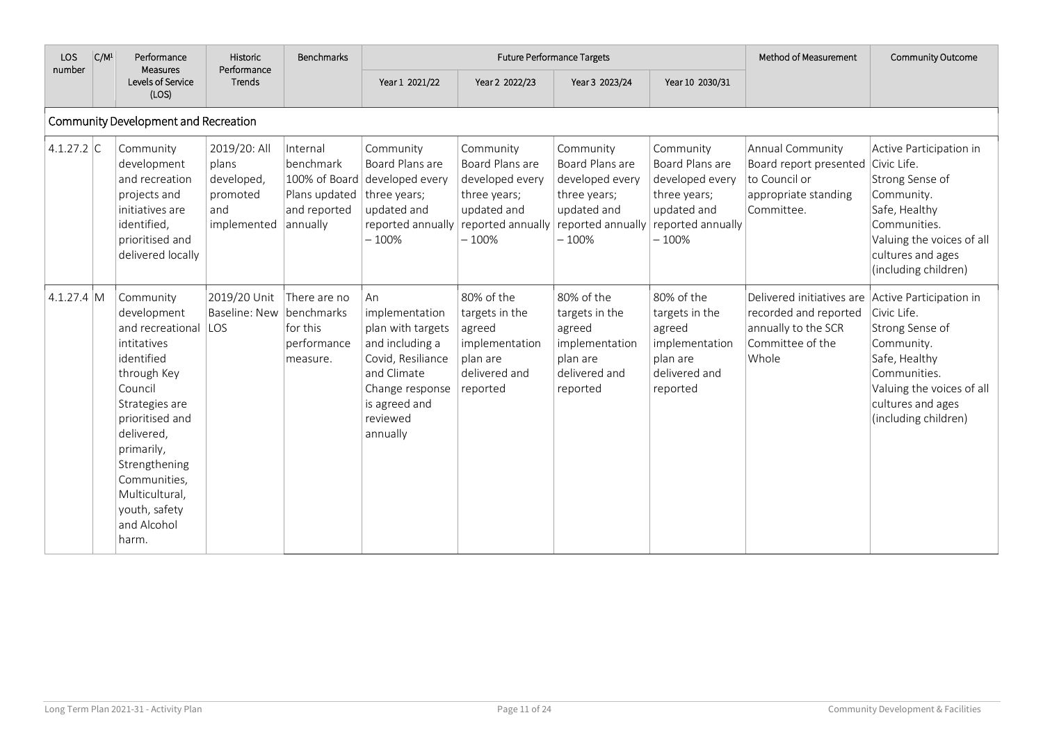| LOS number | C/M[1] | Performance Measures Levels of Service (LOS) | Historic Performance Trends | Benchmarks | Future Performance Targets | | | | Method of Measurement | Community Outcome |
|---|---|---|---|---|---|---|---|---|---|---|
| | | | | | Year 1 2021/22 | Year 2 2022/23 | Year 3 2023/24 | Year 10 2030/31 | | |
| **Community Development and Recreation** | | | | | | | | | | |
| 4.1.27.2 | C | Community development and recreation projects and initiatives are identified, prioritised and delivered locally | 2019/20: All plans developed, promoted and implemented | Internal benchmark 100% of Board Plans updated and reported annually | Community Board Plans are developed every three years; updated and reported annually – 100% | Community Board Plans are developed every three years; updated and reported annually – 100% | Community Board Plans are developed every three years; updated and reported annually – 100% | Community Board Plans are developed every three years; updated and reported annually – 100% | Annual Community Board report presented to Council or appropriate standing Committee. | Active Participation in Civic Life. Strong Sense of Community. Safe, Healthy Communities. Valuing the voices of all cultures and ages (including children) |
| 4.1.27.4 | M | Community development and recreational intitatives identified through Key Council Strategies are prioritised and delivered, primarily, Strengthening Communities, Multicultural, youth, safety and Alcohol harm. | 2019/20 Unit Baseline: New LOS | There are no benchmarks for this performance measure. | An implementation plan with targets and including a Covid, Resiliance and Climate Change response is agreed and reviewed annually | 80% of the targets in the agreed implementation plan are delivered and reported | 80% of the targets in the agreed implementation plan are delivered and reported | 80% of the targets in the agreed implementation plan are delivered and reported | Delivered initiatives are recorded and reported annually to the SCR Committee of the Whole | Active Participation in Civic Life. Strong Sense of Community. Safe, Healthy Communities. Valuing the voices of all cultures and ages (including children) |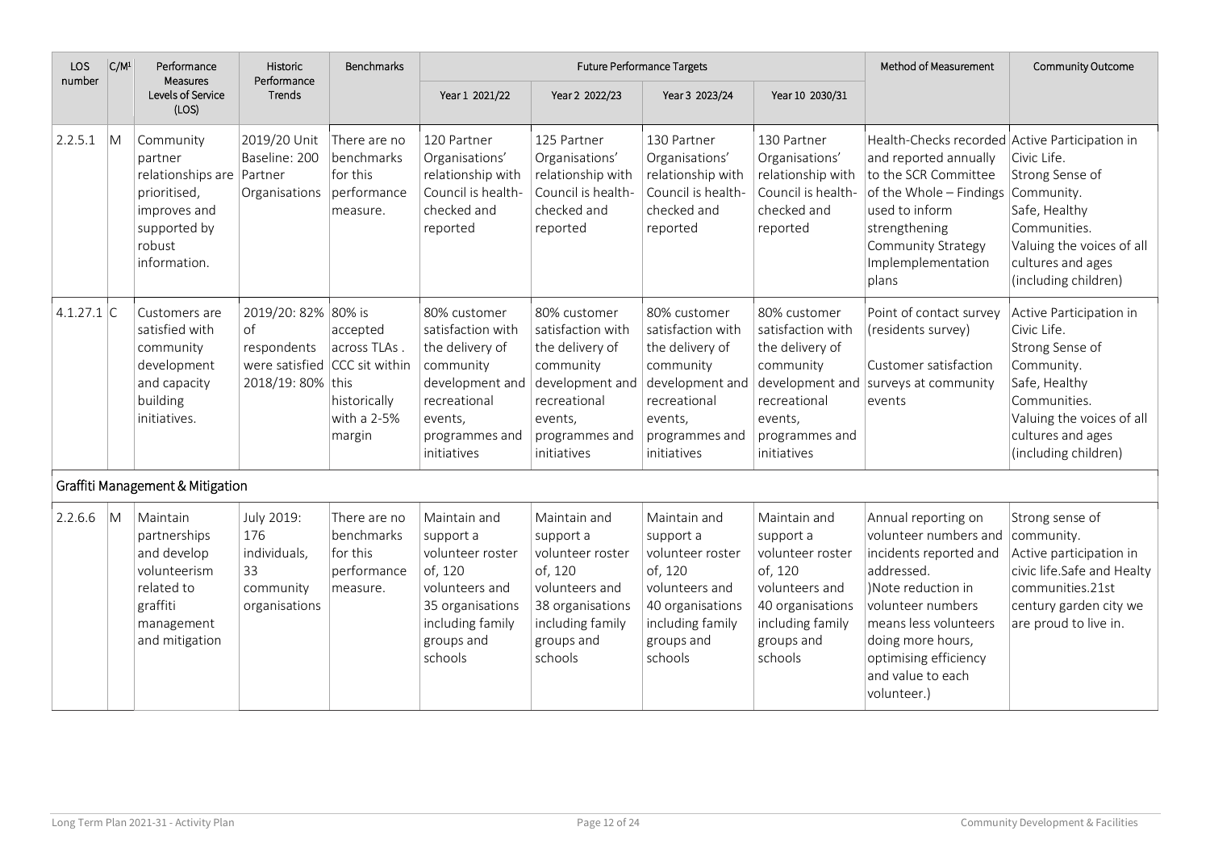| LOS number | C/M[1] | Performance Measures Levels of Service (LOS) | Historic Performance Trends | Benchmarks | Future Performance Targets | | | | Method of Measurement | Community Outcome |
|---|---|---|---|---|---|---|---|---|---|---|
| | | | | | Year 1 2021/22 | Year 2 2022/23 | Year 3 2023/24 | Year 10 2030/31 | | |
| 2.2.5.1 | M | Community partner relationships are prioritised, improves and supported by robust information. | 2019/20 Unit Baseline: 200 Partner Organisations | There are no benchmarks for this performance measure. | 120 Partner Organisations' relationship with Council is health-checked and reported | 125 Partner Organisations' relationship with Council is health-checked and reported | 130 Partner Organisations' relationship with Council is health-checked and reported | 130 Partner Organisations' relationship with Council is health-checked and reported | Health-Checks recorded and reported annually to the SCR Committee of the Whole – Findings used to inform strengthening Community Strategy Implemplementation plans | Active Participation in Civic Life. Strong Sense of Community. Safe, Healthy Communities. Valuing the voices of all cultures and ages (including children) |
| 4.1.27.1 | C | Customers are satisfied with community development and capacity building initiatives. | 2019/20: 82% of respondents were satisfied 2018/19: 80% | 80% is accepted across TLAs . CCC sit within this historically with a 2-5% margin | 80% customer satisfaction with the delivery of community development and recreational events, programmes and initiatives | 80% customer satisfaction with the delivery of community development and recreational events, programmes and initiatives | 80% customer satisfaction with the delivery of community development and recreational events, programmes and initiatives | 80% customer satisfaction with the delivery of community development and recreational events, programmes and initiatives | Point of contact survey (residents survey)<br><br>Customer satisfaction surveys at community events | Active Participation in Civic Life. Strong Sense of Community. Safe, Healthy Communities. Valuing the voices of all cultures and ages (including children) |
| **Graffiti Management & Mitigation** | | | | | | | | | | |
| 2.2.6.6 | M | Maintain partnerships and develop volunteerism related to graffiti management and mitigation | July 2019: 176 individuals, 33 community organisations | There are no benchmarks for this performance measure. | Maintain and support a volunteer roster of, 120 volunteers and 35 organisations including family groups and schools | Maintain and support a volunteer roster of, 120 volunteers and 38 organisations including family groups and schools | Maintain and support a volunteer roster of, 120 volunteers and 40 organisations including family groups and schools | Maintain and support a volunteer roster of, 120 volunteers and 40 organisations including family groups and schools | Annual reporting on volunteer numbers and incidents reported and addressed. )Note reduction in volunteer numbers means less volunteers doing more hours, optimising efficiency and value to each volunteer.) | Strong sense of community. Active participation in civic life.Safe and Healty communities.21st century garden city we are proud to live in. |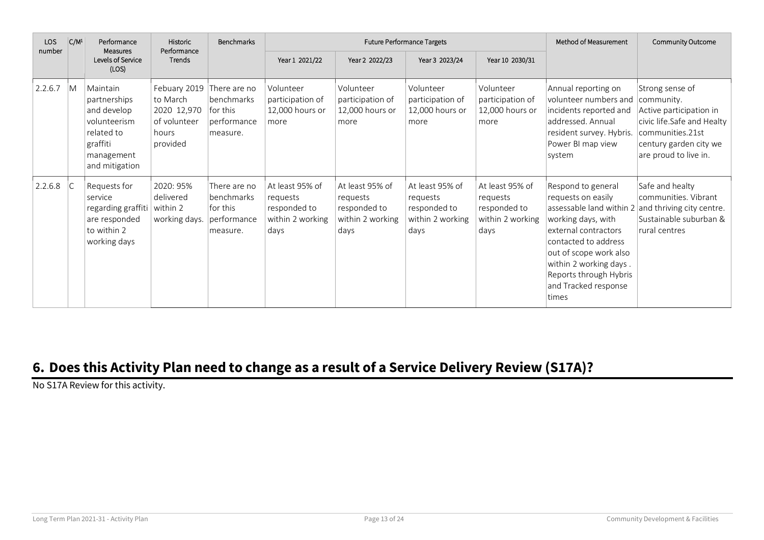| LOS number | C/M[1] | Performance Measures Levels of Service (LOS) | Historic Performance Trends | Benchmarks | Future Performance Targets | | | | Method of Measurement | Community Outcome |
|---|---|---|---|---|---|---|---|---|---|---|
| | | | | | Year 1 2021/22 | Year 2 2022/23 | Year 3 2023/24 | Year 10 2030/31 | | |
| 2.2.6.7 | M | Maintain partnerships and develop volunteerism related to graffiti management and mitigation | Febuary 2019 to March 2020 12,970 of volunteer hours provided | There are no benchmarks for this performance measure. | Volunteer participation of 12,000 hours or more | Volunteer participation of 12,000 hours or more | Volunteer participation of 12,000 hours or more | Volunteer participation of 12,000 hours or more | Annual reporting on volunteer numbers and incidents reported and addressed. Annual resident survey. Hybris. Power BI map view system | Strong sense of community. Active participation in civic life.Safe and Healty communities.21st century garden city we are proud to live in. |
| 2.2.6.8 | C | Requests for service regarding graffiti are responded to within 2 working days | 2020: 95% delivered within 2 working days. | There are no benchmarks for this performance measure. | At least 95% of requests responded to within 2 working days | At least 95% of requests responded to within 2 working days | At least 95% of requests responded to within 2 working days | At least 95% of requests responded to within 2 working days | Respond to general requests on easily assessable land within 2 working days, with external contractors contacted to address out of scope work also within 2 working days . Reports through Hybris and Tracked response times | Safe and healty communities. Vibrant and thriving city centre. Sustainable suburban & rural centres |

## 6. Does this Activity Plan need to change as a result of a Service Delivery Review (S17A)?

No S17A Review for this activity.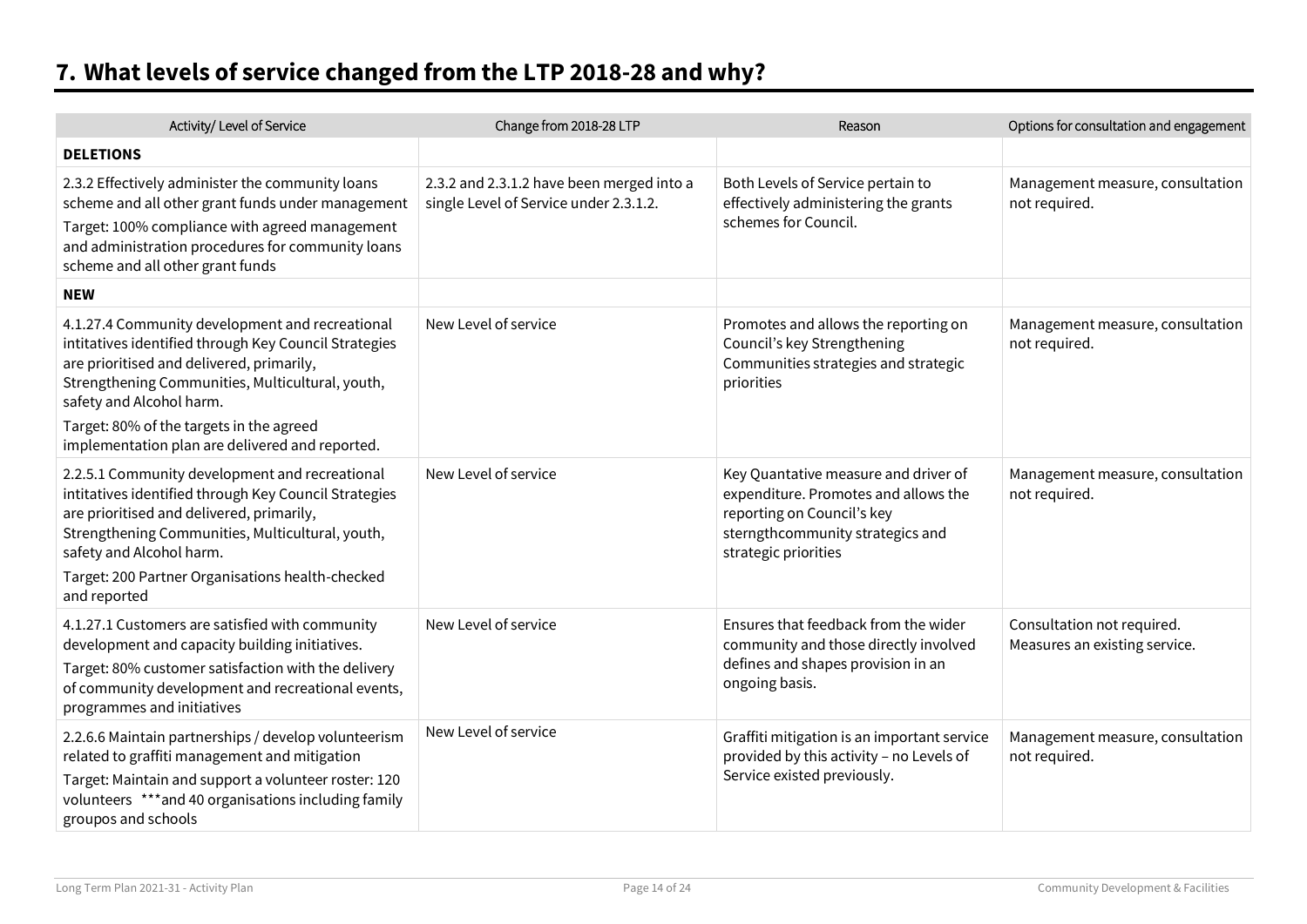## 7. What levels of service changed from the LTP 2018-28 and why?

| Activity/ Level of Service | Change from 2018-28 LTP | Reason | Options for consultation and engagement |
|---|---|---|---|
| **DELETIONS** | | | |
| 2.3.2 Effectively administer the community loans scheme and all other grant funds under management<br>Target: 100% compliance with agreed management and administration procedures for community loans scheme and all other grant funds | 2.3.2 and 2.3.1.2 have been merged into a single Level of Service under 2.3.1.2. | Both Levels of Service pertain to effectively administering the grants schemes for Council. | Management measure, consultation not required. |
| **NEW** | | | |
| 4.1.27.4 Community development and recreational intitatives identified through Key Council Strategies are prioritised and delivered, primarily, Strengthening Communities, Multicultural, youth, safety and Alcohol harm.<br>Target: 80% of the targets in the agreed implementation plan are delivered and reported. | New Level of service | Promotes and allows the reporting on Council's key Strengthening Communities strategies and strategic priorities | Management measure, consultation not required. |
| 2.2.5.1 Community development and recreational intitatives identified through Key Council Strategies are prioritised and delivered, primarily, Strengthening Communities, Multicultural, youth, safety and Alcohol harm.<br>Target: 200 Partner Organisations health-checked and reported | New Level of service | Key Quantative measure and driver of expenditure. Promotes and allows the reporting on Council's key sterngthcommunity strategics and strategic priorities | Management measure, consultation not required. |
| 4.1.27.1 Customers are satisfied with community development and capacity building initiatives.<br>Target: 80% customer satisfaction with the delivery of community development and recreational events, programmes and initiatives | New Level of service | Ensures that feedback from the wider community and those directly involved defines and shapes provision in an ongoing basis. | Consultation not required. Measures an existing service. |
| 2.2.6.6 Maintain partnerships / develop volunteerism related to graffiti management and mitigation<br>Target: Maintain and support a volunteer roster: 120 volunteers ***and 40 organisations including family groupos and schools | New Level of service | Graffiti mitigation is an important service provided by this activity – no Levels of Service existed previously. | Management measure, consultation not required. |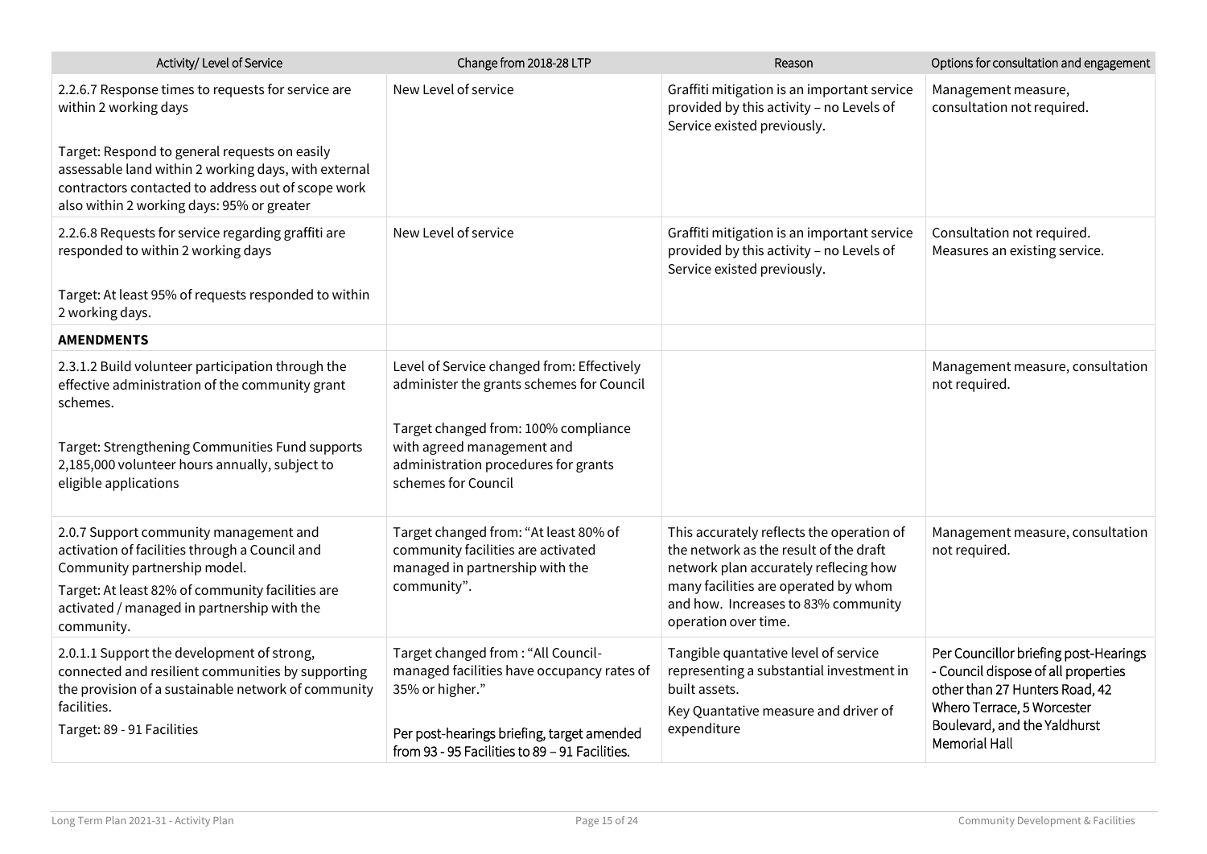| Activity/ Level of Service | Change from 2018-28 LTP | Reason | Options for consultation and engagement |
|---|---|---|---|
| 2.2.6.7 Response times to requests for service are within 2 working days<br><br>Target: Respond to general requests on easily assessable land within 2 working days, with external contractors contacted to address out of scope work also within 2 working days: 95% or greater | New Level of service | Graffiti mitigation is an important service provided by this activity – no Levels of Service existed previously. | Management measure, consultation not required. |
| 2.2.6.8 Requests for service regarding graffiti are responded to within 2 working days<br><br>Target: At least 95% of requests responded to within 2 working days. | New Level of service | Graffiti mitigation is an important service provided by this activity – no Levels of Service existed previously. | Consultation not required. Measures an existing service. |
| **AMENDMENTS** | | | |
| 2.3.1.2 Build volunteer participation through the effective administration of the community grant schemes.<br><br>Target: Strengthening Communities Fund supports 2,185,000 volunteer hours annually, subject to eligible applications | Level of Service changed from: Effectively administer the grants schemes for Council<br><br>Target changed from: 100% compliance with agreed management and administration procedures for grants schemes for Council | | Management measure, consultation not required. |
| 2.0.7 Support community management and activation of facilities through a Council and Community partnership model.<br>Target: At least 82% of community facilities are activated / managed in partnership with the community. | Target changed from: "At least 80% of community facilities are activated managed in partnership with the community". | This accurately reflects the operation of the network as the result of the draft network plan accurately reflecing how many facilities are operated by whom and how. Increases to 83% community operation over time. | Management measure, consultation not required. |
| 2.0.1.1 Support the development of strong, connected and resilient communities by supporting the provision of a sustainable network of community facilities.<br>Target: 89 - 91 Facilities | Target changed from : "All Council-managed facilities have occupancy rates of 35% or higher."<br><br>Per post-hearings briefing, target amended from 93 - 95 Facilities to 89 – 91 Facilities. | Tangible quantative level of service representing a substantial investment in built assets.<br>Key Quantative measure and driver of expenditure | Per Councillor briefing post-Hearings - Council dispose of all properties other than 27 Hunters Road, 42 Whero Terrace, 5 Worcester Boulevard, and the Yaldhurst Memorial Hall |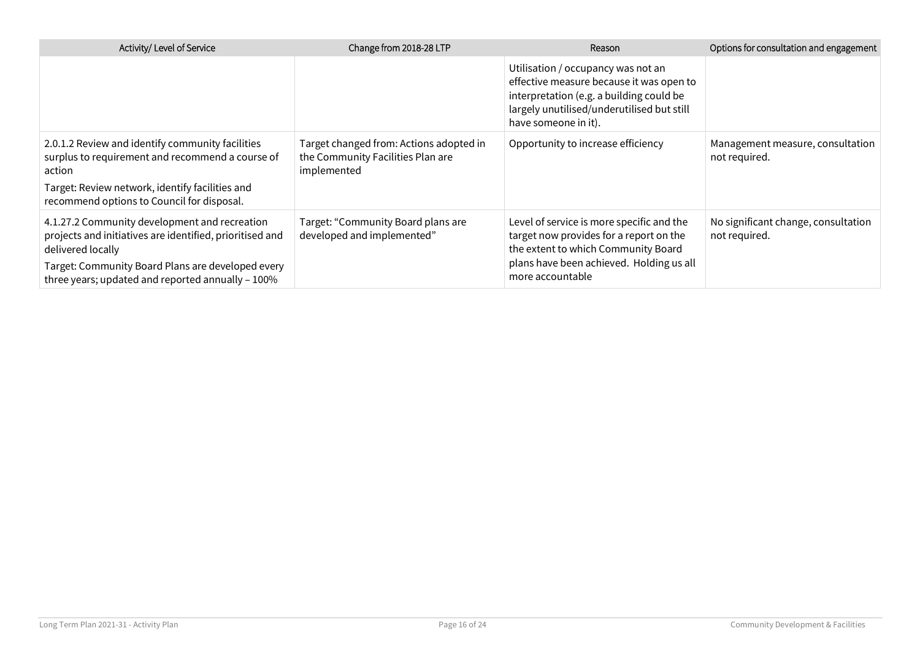| Activity/ Level of Service | Change from 2018-28 LTP | Reason | Options for consultation and engagement |
|---|---|---|---|
| | | Utilisation / occupancy was not an effective measure because it was open to interpretation (e.g. a building could be largely unutilised/underutilised but still have someone in it). | |
| 2.0.1.2 Review and identify community facilities surplus to requirement and recommend a course of action<br><br>Target: Review network, identify facilities and recommend options to Council for disposal. | Target changed from: Actions adopted in the Community Facilities Plan are implemented | Opportunity to increase efficiency | Management measure, consultation not required. |
| 4.1.27.2 Community development and recreation projects and initiatives are identified, prioritised and delivered locally<br><br>Target: Community Board Plans are developed every three years; updated and reported annually – 100% | Target: "Community Board plans are developed and implemented" | Level of service is more specific and the target now provides for a report on the the extent to which Community Board plans have been achieved. Holding us all more accountable | No significant change, consultation not required. |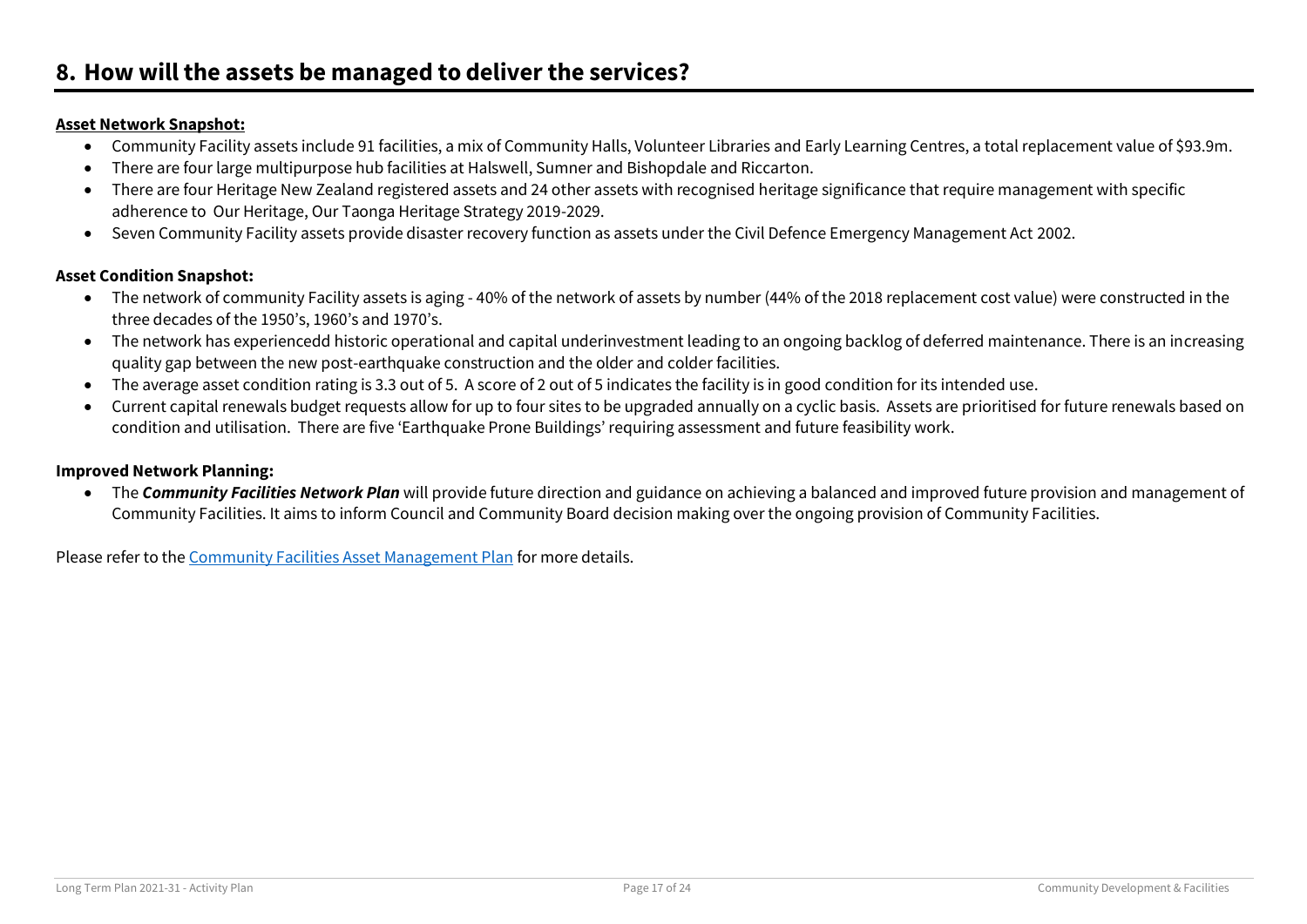# 8. How will the assets be managed to deliver the services?

**Asset Network Snapshot:**

- Community Facility assets include 91 facilities, a mix of Community Halls, Volunteer Libraries and Early Learning Centres, a total replacement value of $93.9m.
- There are four large multipurpose hub facilities at Halswell, Sumner and Bishopdale and Riccarton.
- There are four Heritage New Zealand registered assets and 24 other assets with recognised heritage significance that require management with specific adherence to Our Heritage, Our Taonga Heritage Strategy 2019-2029.
- Seven Community Facility assets provide disaster recovery function as assets under the Civil Defence Emergency Management Act 2002.

**Asset Condition Snapshot:**

- The network of community Facility assets is aging - 40% of the network of assets by number (44% of the 2018 replacement cost value) were constructed in the three decades of the 1950's, 1960's and 1970's.
- The network has experiencedd historic operational and capital underinvestment leading to an ongoing backlog of deferred maintenance. There is an increasing quality gap between the new post-earthquake construction and the older and colder facilities.
- The average asset condition rating is 3.3 out of 5. A score of 2 out of 5 indicates the facility is in good condition for its intended use.
- Current capital renewals budget requests allow for up to four sites to be upgraded annually on a cyclic basis. Assets are prioritised for future renewals based on condition and utilisation. There are five 'Earthquake Prone Buildings' requiring assessment and future feasibility work.

**Improved Network Planning:**

- The ***Community Facilities Network Plan*** will provide future direction and guidance on achieving a balanced and improved future provision and management of Community Facilities. It aims to inform Council and Community Board decision making over the ongoing provision of Community Facilities.

Please refer to the Community Facilities Asset Management Plan for more details.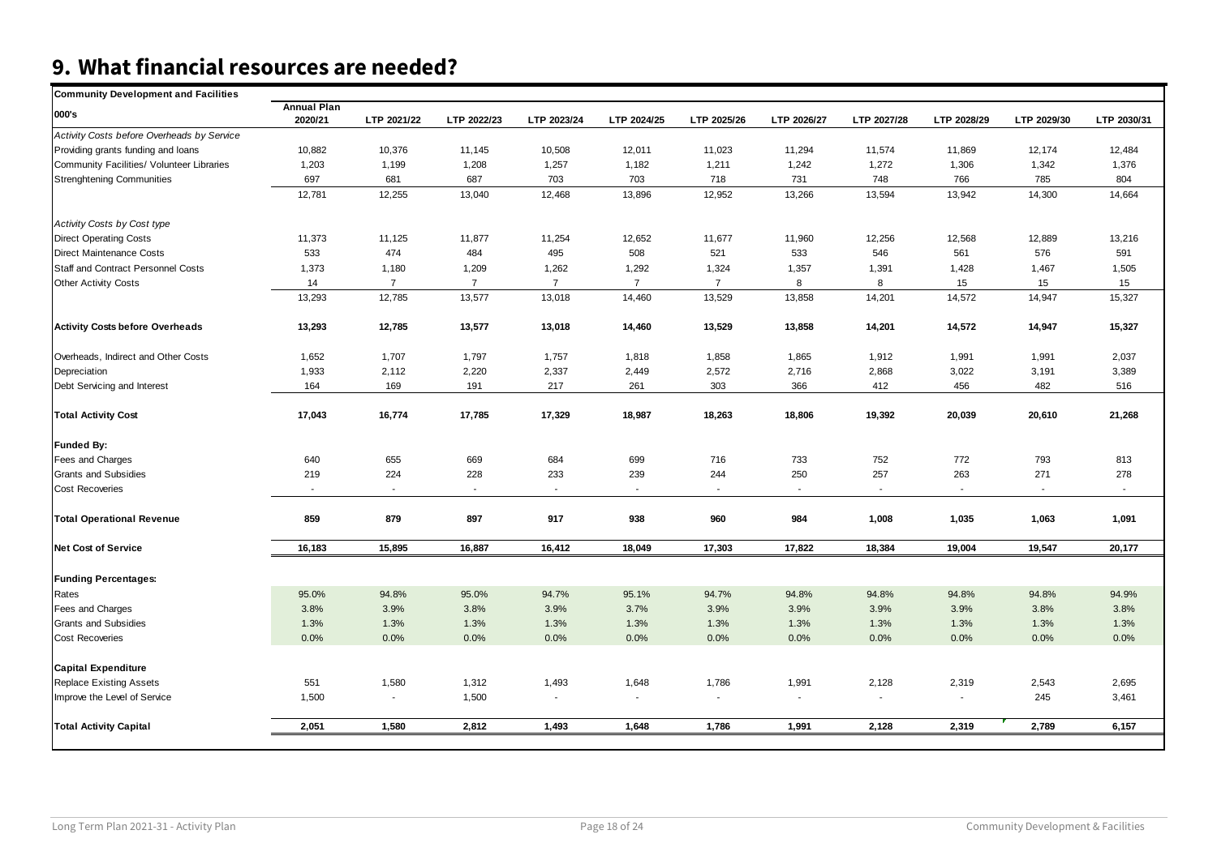## 9. What financial resources are needed?

| Community Development and Facilities | | | | | | | | | | | |
|---|---|---|---|---|---|---|---|---|---|---|---|
| 000's | Annual Plan 2020/21 | LTP 2021/22 | LTP 2022/23 | LTP 2023/24 | LTP 2024/25 | LTP 2025/26 | LTP 2026/27 | LTP 2027/28 | LTP 2028/29 | LTP 2029/30 | LTP 2030/31 |
| *Activity Costs before Overheads by Service* | | | | | | | | | | | |
| Providing grants funding and loans | 10,882 | 10,376 | 11,145 | 10,508 | 12,011 | 11,023 | 11,294 | 11,574 | 11,869 | 12,174 | 12,484 |
| Community Facilities/ Volunteer Libraries | 1,203 | 1,199 | 1,208 | 1,257 | 1,182 | 1,211 | 1,242 | 1,272 | 1,306 | 1,342 | 1,376 |
| Strenghtening Communities | 697 | 681 | 687 | 703 | 703 | 718 | 731 | 748 | 766 | 785 | 804 |
| | 12,781 | 12,255 | 13,040 | 12,468 | 13,896 | 12,952 | 13,266 | 13,594 | 13,942 | 14,300 | 14,664 |
| *Activity Costs by Cost type* | | | | | | | | | | | |
| Direct Operating Costs | 11,373 | 11,125 | 11,877 | 11,254 | 12,652 | 11,677 | 11,960 | 12,256 | 12,568 | 12,889 | 13,216 |
| Direct Maintenance Costs | 533 | 474 | 484 | 495 | 508 | 521 | 533 | 546 | 561 | 576 | 591 |
| Staff and Contract Personnel Costs | 1,373 | 1,180 | 1,209 | 1,262 | 1,292 | 1,324 | 1,357 | 1,391 | 1,428 | 1,467 | 1,505 |
| Other Activity Costs | 14 | 7 | 7 | 7 | 7 | 7 | 8 | 8 | 15 | 15 | 15 |
| | 13,293 | 12,785 | 13,577 | 13,018 | 14,460 | 13,529 | 13,858 | 14,201 | 14,572 | 14,947 | 15,327 |
| **Activity Costs before Overheads** | **13,293** | **12,785** | **13,577** | **13,018** | **14,460** | **13,529** | **13,858** | **14,201** | **14,572** | **14,947** | **15,327** |
| Overheads, Indirect and Other Costs | 1,652 | 1,707 | 1,797 | 1,757 | 1,818 | 1,858 | 1,865 | 1,912 | 1,991 | 1,991 | 2,037 |
| Depreciation | 1,933 | 2,112 | 2,220 | 2,337 | 2,449 | 2,572 | 2,716 | 2,868 | 3,022 | 3,191 | 3,389 |
| Debt Servicing and Interest | 164 | 169 | 191 | 217 | 261 | 303 | 366 | 412 | 456 | 482 | 516 |
| **Total Activity Cost** | **17,043** | **16,774** | **17,785** | **17,329** | **18,987** | **18,263** | **18,806** | **19,392** | **20,039** | **20,610** | **21,268** |
| **Funded By:** | | | | | | | | | | | |
| Fees and Charges | 640 | 655 | 669 | 684 | 699 | 716 | 733 | 752 | 772 | 793 | 813 |
| Grants and Subsidies | 219 | 224 | 228 | 233 | 239 | 244 | 250 | 257 | 263 | 271 | 278 |
| Cost Recoveries | - | - | - | - | - | - | - | - | - | - | - |
| **Total Operational Revenue** | **859** | **879** | **897** | **917** | **938** | **960** | **984** | **1,008** | **1,035** | **1,063** | **1,091** |
| **Net Cost of Service** | **16,183** | **15,895** | **16,887** | **16,412** | **18,049** | **17,303** | **17,822** | **18,384** | **19,004** | **19,547** | **20,177** |
| **Funding Percentages:** | | | | | | | | | | | |
| Rates | 95.0% | 94.8% | 95.0% | 94.7% | 95.1% | 94.7% | 94.8% | 94.8% | 94.8% | 94.8% | 94.9% |
| Fees and Charges | 3.8% | 3.9% | 3.8% | 3.9% | 3.7% | 3.9% | 3.9% | 3.9% | 3.9% | 3.8% | 3.8% |
| Grants and Subsidies | 1.3% | 1.3% | 1.3% | 1.3% | 1.3% | 1.3% | 1.3% | 1.3% | 1.3% | 1.3% | 1.3% |
| Cost Recoveries | 0.0% | 0.0% | 0.0% | 0.0% | 0.0% | 0.0% | 0.0% | 0.0% | 0.0% | 0.0% | 0.0% |
| **Capital Expenditure** | | | | | | | | | | | |
| Replace Existing Assets | 551 | 1,580 | 1,312 | 1,493 | 1,648 | 1,786 | 1,991 | 2,128 | 2,319 | 2,543 | 2,695 |
| Improve the Level of Service | 1,500 | - | 1,500 | - | - | - | - | - | - | 245 | 3,461 |
| **Total Activity Capital** | **2,051** | **1,580** | **2,812** | **1,493** | **1,648** | **1,786** | **1,991** | **2,128** | **2,319** | **2,789** | **6,157** |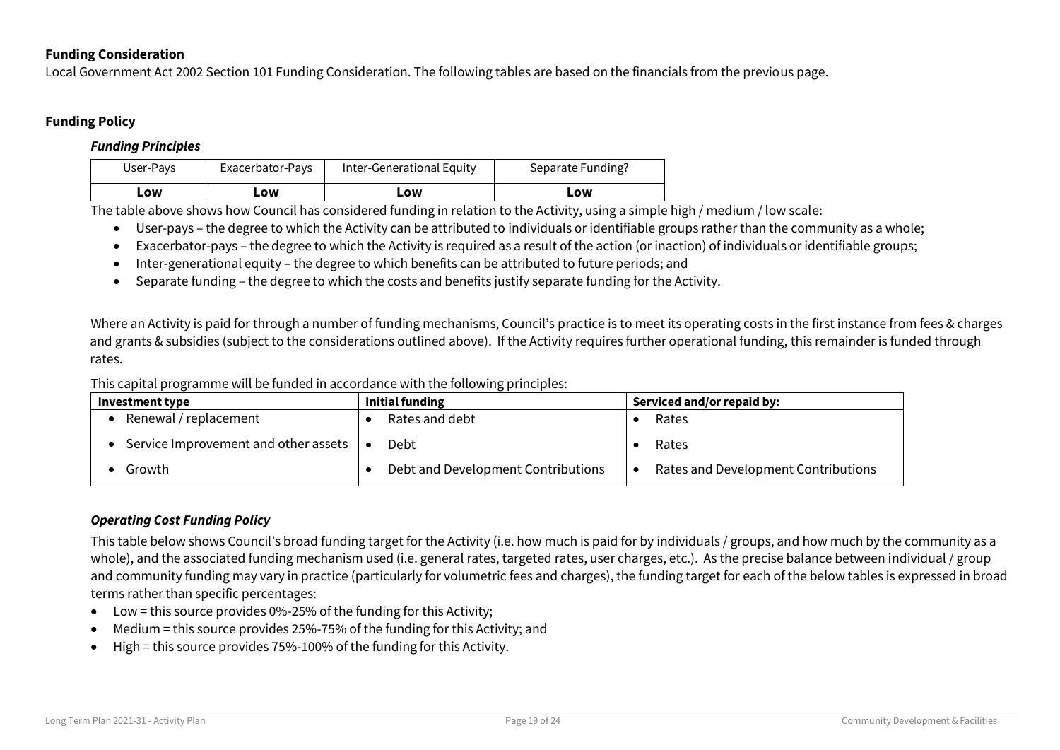**Funding Consideration**

Local Government Act 2002 Section 101 Funding Consideration. The following tables are based on the financials from the previous page.

**Funding Policy**

***Funding Principles***

| User-Pays | Exacerbator-Pays | Inter-Generational Equity | Separate Funding? |
|---|---|---|---|
| **Low** | **Low** | **Low** | **Low** |

The table above shows how Council has considered funding in relation to the Activity, using a simple high / medium / low scale:

- User-pays – the degree to which the Activity can be attributed to individuals or identifiable groups rather than the community as a whole;
- Exacerbator-pays – the degree to which the Activity is required as a result of the action (or inaction) of individuals or identifiable groups;
- Inter-generational equity – the degree to which benefits can be attributed to future periods; and
- Separate funding – the degree to which the costs and benefits justify separate funding for the Activity.

Where an Activity is paid for through a number of funding mechanisms, Council's practice is to meet its operating costs in the first instance from fees & charges and grants & subsidies (subject to the considerations outlined above). If the Activity requires further operational funding, this remainder is funded through rates.

This capital programme will be funded in accordance with the following principles:

| Investment type | Initial funding | Serviced and/or repaid by: |
|---|---|---|
| • Renewal / replacement | • Rates and debt | • Rates |
| • Service Improvement and other assets | • Debt | • Rates |
| • Growth | • Debt and Development Contributions | • Rates and Development Contributions |

***Operating Cost Funding Policy***

This table below shows Council's broad funding target for the Activity (i.e. how much is paid for by individuals / groups, and how much by the community as a whole), and the associated funding mechanism used (i.e. general rates, targeted rates, user charges, etc.). As the precise balance between individual / group and community funding may vary in practice (particularly for volumetric fees and charges), the funding target for each of the below tables is expressed in broad terms rather than specific percentages:

- Low = this source provides 0%-25% of the funding for this Activity;
- Medium = this source provides 25%-75% of the funding for this Activity; and
- High = this source provides 75%-100% of the funding for this Activity.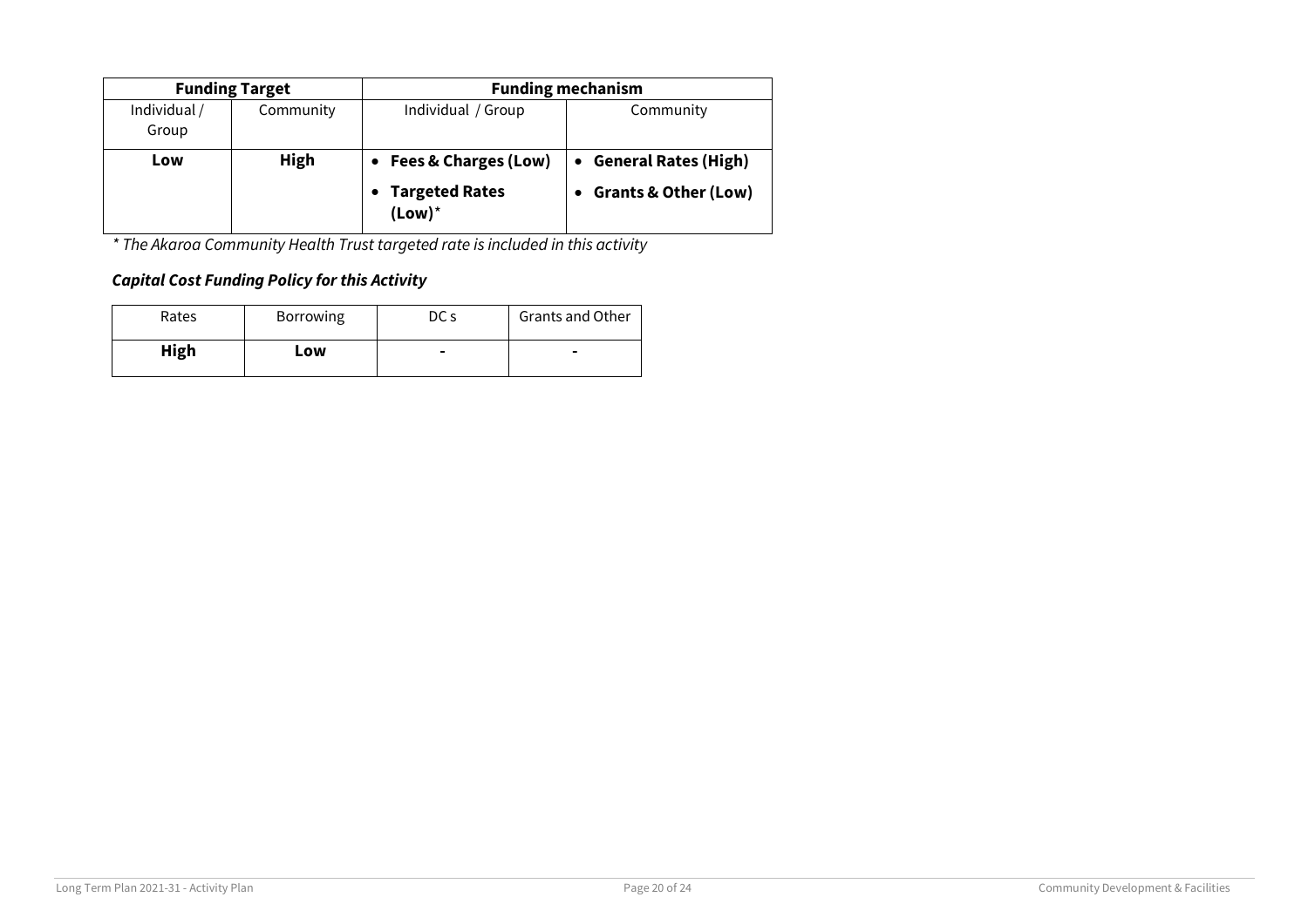| Funding Target | | Funding mechanism | |
|---|---|---|---|
| Individual / Group | Community | Individual / Group | Community |
| **Low** | **High** | • **Fees & Charges (Low)**<br>• **Targeted Rates (Low)***| • **General Rates (High)**<br>• **Grants & Other (Low)** |

*\* The Akaroa Community Health Trust targeted rate is included in this activity*

***Capital Cost Funding Policy for this Activity***

| Rates | Borrowing | DC s | Grants and Other |
|---|---|---|---|
| **High** | **Low** | **-** | **-** |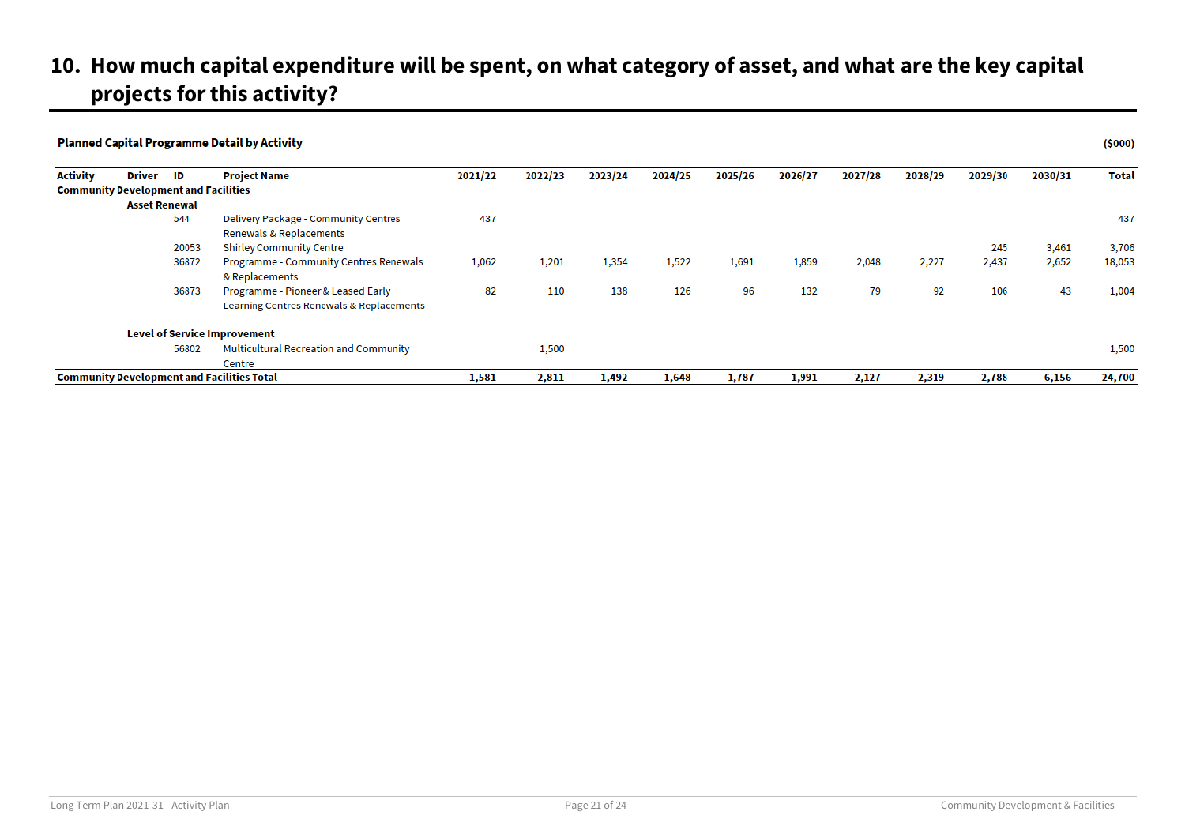# 10. How much capital expenditure will be spent, on what category of asset, and what are the key capital projects for this activity?

**Planned Capital Programme Detail by Activity** ($000)

| Activity | Driver | ID | Project Name | 2021/22 | 2022/23 | 2023/24 | 2024/25 | 2025/26 | 2026/27 | 2027/28 | 2028/29 | 2029/30 | 2030/31 | Total |
|---|---|---|---|---|---|---|---|---|---|---|---|---|---|---|
| **Community Development and Facilities** | | | | | | | | | | | | | | |
| | **Asset Renewal** | | | | | | | | | | | | | |
| | | 544 | Delivery Package - Community Centres Renewals & Replacements | 437 | | | | | | | | | | 437 |
| | | 20053 | Shirley Community Centre | | | | | | | | | 245 | 3,461 | 3,706 |
| | | 36872 | Programme - Community Centres Renewals & Replacements | 1,062 | 1,201 | 1,354 | 1,522 | 1,691 | 1,859 | 2,048 | 2,227 | 2,437 | 2,652 | 18,053 |
| | | 36873 | Programme - Pioneer & Leased Early Learning Centres Renewals & Replacements | 82 | 110 | 138 | 126 | 96 | 132 | 79 | 92 | 106 | 43 | 1,004 |
| | **Level of Service Improvement** | | | | | | | | | | | | | |
| | | 56802 | Multicultural Recreation and Community Centre | | 1,500 | | | | | | | | | 1,500 |
| **Community Development and Facilities Total** | | | | **1,581** | **2,811** | **1,492** | **1,648** | **1,787** | **1,991** | **2,127** | **2,319** | **2,788** | **6,156** | **24,700** |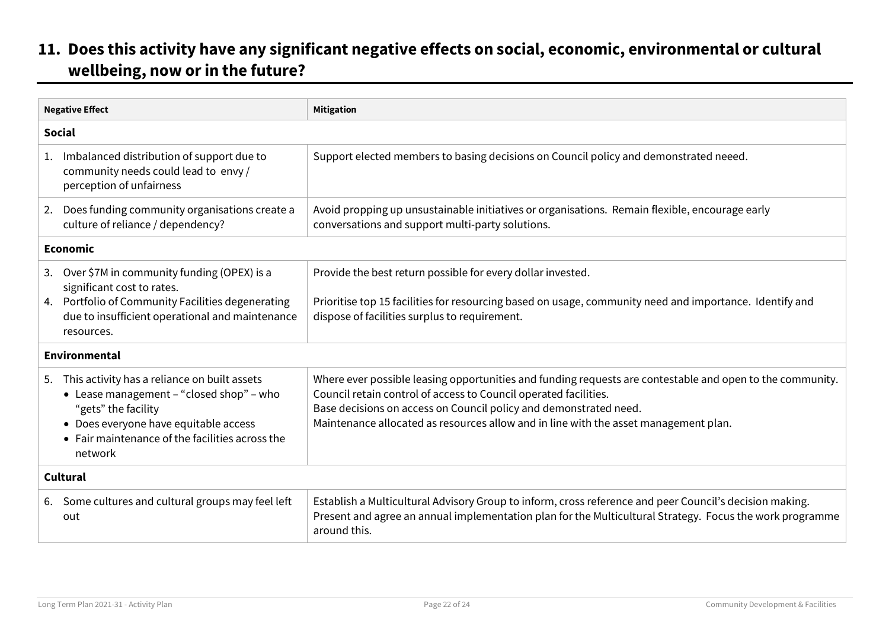## 11. Does this activity have any significant negative effects on social, economic, environmental or cultural wellbeing, now or in the future?

| Negative Effect | Mitigation |
|---|---|
| **Social** | |
| 1. Imbalanced distribution of support due to community needs could lead to envy / perception of unfairness | Support elected members to basing decisions on Council policy and demonstrated neeed. |
| 2. Does funding community organisations create a culture of reliance / dependency? | Avoid propping up unsustainable initiatives or organisations. Remain flexible, encourage early conversations and support multi-party solutions. |
| **Economic** | |
| 3. Over $7M in community funding (OPEX) is a significant cost to rates.<br>4. Portfolio of Community Facilities degenerating due to insufficient operational and maintenance resources. | Provide the best return possible for every dollar invested.<br><br>Prioritise top 15 facilities for resourcing based on usage, community need and importance. Identify and dispose of facilities surplus to requirement. |
| **Environmental** | |
| 5. This activity has a reliance on built assets<br>• Lease management – "closed shop" – who "gets" the facility<br>• Does everyone have equitable access<br>• Fair maintenance of the facilities across the network | Where ever possible leasing opportunities and funding requests are contestable and open to the community.<br>Council retain control of access to Council operated facilities.<br>Base decisions on access on Council policy and demonstrated need.<br>Maintenance allocated as resources allow and in line with the asset management plan. |
| **Cultural** | |
| 6. Some cultures and cultural groups may feel left out | Establish a Multicultural Advisory Group to inform, cross reference and peer Council's decision making. Present and agree an annual implementation plan for the Multicultural Strategy. Focus the work programme around this. |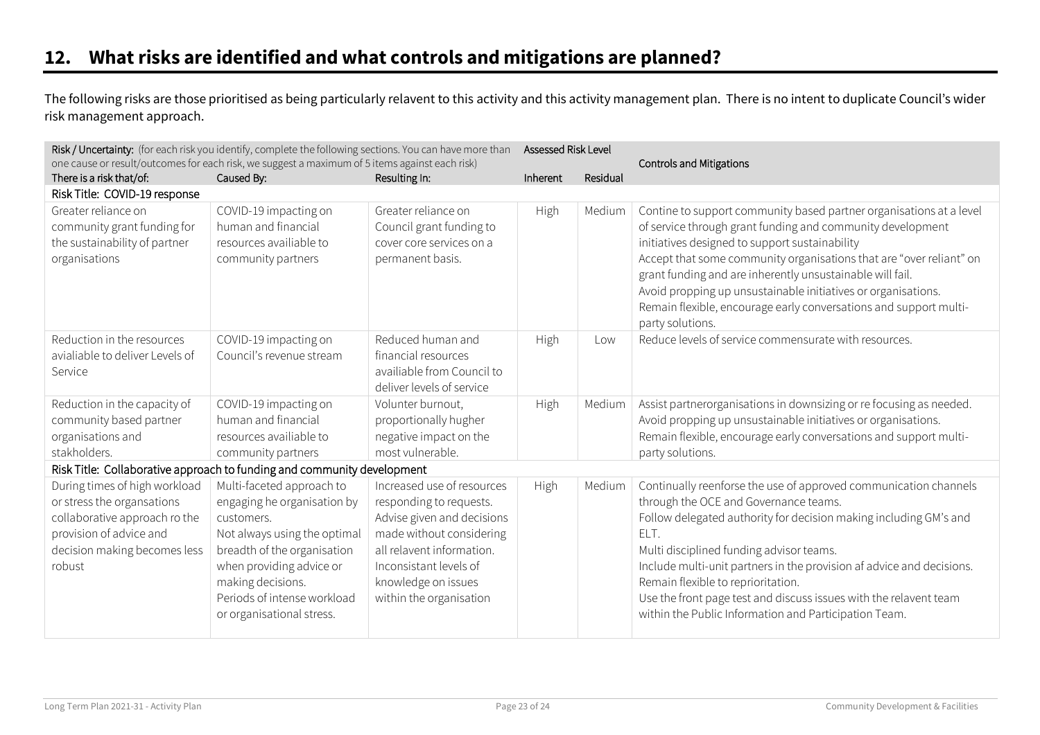## 12. What risks are identified and what controls and mitigations are planned?

The following risks are those prioritised as being particularly relavent to this activity and this activity management plan. There is no intent to duplicate Council's wider risk management approach.

| Risk / Uncertainty: (for each risk you identify, complete the following sections. You can have more than one cause or result/outcomes for each risk, we suggest a maximum of 5 items against each risk) | | | Assessed Risk Level | | Controls and Mitigations |
|---|---|---|---|---|---|
| There is a risk that/of: | Caused By: | Resulting In: | Inherent | Residual | |
| **Risk Title: COVID-19 response** | | | | | |
| Greater reliance on community grant funding for the sustainability of partner organisations | COVID-19 impacting on human and financial resources availiable to community partners | Greater reliance on Council grant funding to cover core services on a permanent basis. | High | Medium | Contine to support community based partner organisations at a level of service through grant funding and community development initiatives designed to support sustainability<br>Accept that some community organisations that are "over reliant" on grant funding and are inherently unsustainable will fail.<br>Avoid propping up unsustainable initiatives or organisations.<br>Remain flexible, encourage early conversations and support multi-party solutions. |
| Reduction in the resources avialiable to deliver Levels of Service | COVID-19 impacting on Council's revenue stream | Reduced human and financial resources availiable from Council to deliver levels of service | High | Low | Reduce levels of service commensurate with resources. |
| Reduction in the capacity of community based partner organisations and stakholders. | COVID-19 impacting on human and financial resources availiable to community partners | Volunter burnout, proportionally hugher negative impact on the most vulnerable. | High | Medium | Assist partnerorganisations in downsizing or re focusing as needed.<br>Avoid propping up unsustainable initiatives or organisations.<br>Remain flexible, encourage early conversations and support multi-party solutions. |
| **Risk Title: Collaborative approach to funding and community development** | | | | | |
| During times of high workload or stress the organsations collaborative approach ro the provision of advice and decision making becomes less robust | Multi-faceted approach to engaging he organisation by customers.<br>Not always using the optimal breadth of the organisation when providing advice or making decisions.<br>Periods of intense workload or organisational stress. | Increased use of resources responding to requests.<br>Advise given and decisions made without considering all relavent information.<br>Inconsistant levels of knowledge on issues within the organisation | High | Medium | Continually reenforse the use of approved communication channels through the OCE and Governance teams.<br>Follow delegated authority for decision making including GM's and ELT.<br>Multi disciplined funding advisor teams.<br>Include multi-unit partners in the provision af advice and decisions.<br>Remain flexible to reprioritation.<br>Use the front page test and discuss issues with the relavent team within the Public Information and Participation Team. |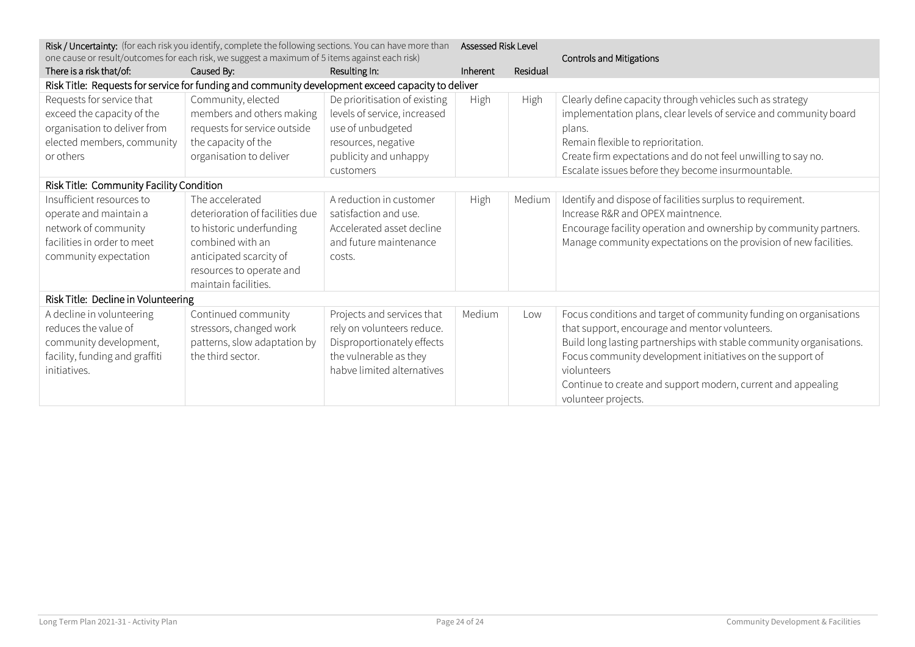| Risk / Uncertainty: (for each risk you identify, complete the following sections. You can have more than one cause or result/outcomes for each risk, we suggest a maximum of 5 items against each risk) | | | Assessed Risk Level | | Controls and Mitigations |
|---|---|---|---|---|---|
| There is a risk that/of: | Caused By: | Resulting In: | Inherent | Residual | |
| **Risk Title: Requests for service for funding and community development exceed capacity to deliver** | | | | | |
| Requests for service that exceed the capacity of the organisation to deliver from elected members, community or others | Community, elected members and others making requests for service outside the capacity of the organisation to deliver | De prioritisation of existing levels of service, increased use of unbudgeted resources, negative publicity and unhappy customers | High | High | Clearly define capacity through vehicles such as strategy implementation plans, clear levels of service and community board plans.<br>Remain flexible to reprioritation.<br>Create firm expectations and do not feel unwilling to say no.<br>Escalate issues before they become insurmountable. |
| **Risk Title: Community Facility Condition** | | | | | |
| Insufficient resources to operate and maintain a network of community facilities in order to meet community expectation | The accelerated deterioration of facilities due to historic underfunding combined with an anticipated scarcity of resources to operate and maintain facilities. | A reduction in customer satisfaction and use.<br>Accelerated asset decline and future maintenance costs. | High | Medium | Identify and dispose of facilities surplus to requirement.<br>Increase R&R and OPEX maintnence.<br>Encourage facility operation and ownership by community partners.<br>Manage community expectations on the provision of new facilities. |
| **Risk Title: Decline in Volunteering** | | | | | |
| A decline in volunteering reduces the value of community development, facility, funding and graffiti initiatives. | Continued community stressors, changed work patterns, slow adaptation by the third sector. | Projects and services that rely on volunteers reduce.<br>Disproportionately effects the vulnerable as they habve limited alternatives | Medium | Low | Focus conditions and target of community funding on organisations that support, encourage and mentor volunteers.<br>Build long lasting partnerships with stable community organisations.<br>Focus community development initiatives on the support of violunteers<br>Continue to create and support modern, current and appealing volunteer projects. |